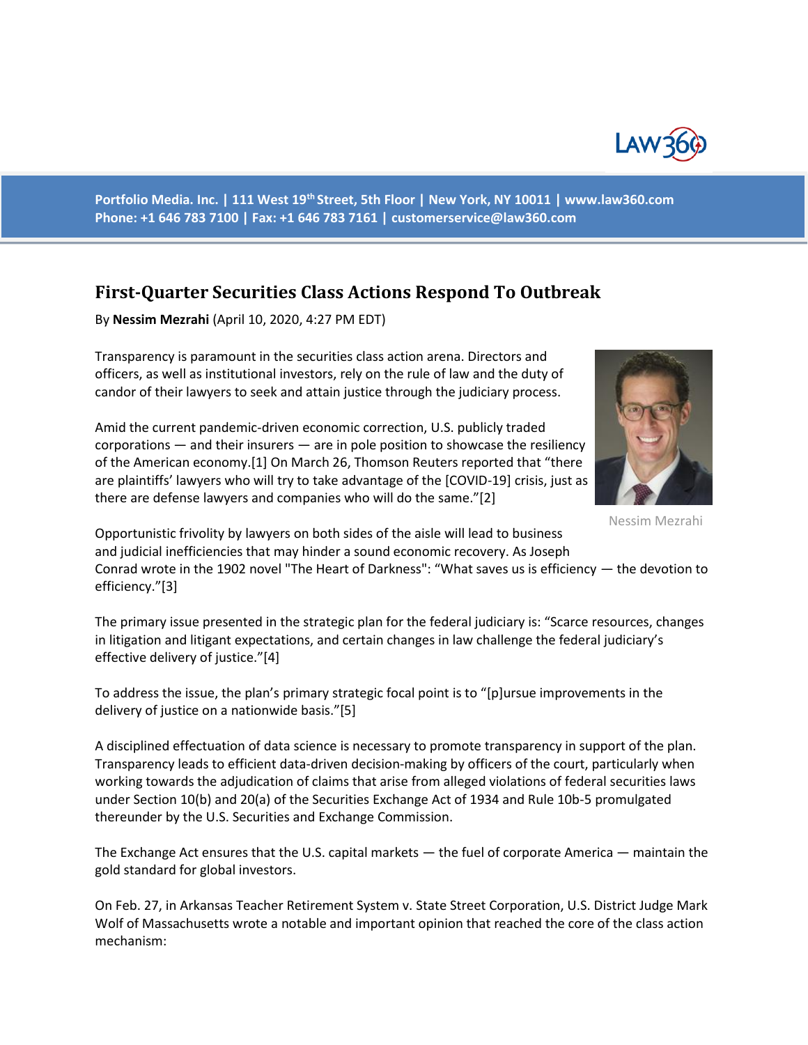Portfolio Media. Inc. | 111 West 19th Street, 5th Floor | New York, NY 10011 | www.law360.com
Phone: +1 646 783 7100 | Fax: +1 646 783 7161 | customerservice@law360.com

# First-Quarter Securities Class Actions Respond To Outbreak

By **Nessim Mezrahi** (April 10, 2020, 4:27 PM EDT)

Transparency is paramount in the securities class action arena. Directors and officers, as well as institutional investors, rely on the rule of law and the duty of candor of their lawyers to seek and attain justice through the judiciary process.

Amid the current pandemic-driven economic correction, U.S. publicly traded corporations — and their insurers — are in pole position to showcase the resiliency of the American economy.[1] On March 26, Thomson Reuters reported that "there are plaintiffs' lawyers who will try to take advantage of the [COVID-19] crisis, just as there are defense lawyers and companies who will do the same."[2]

Nessim Mezrahi

Opportunistic frivolity by lawyers on both sides of the aisle will lead to business and judicial inefficiencies that may hinder a sound economic recovery. As Joseph Conrad wrote in the 1902 novel "The Heart of Darkness": "What saves us is efficiency — the devotion to efficiency."[3]

The primary issue presented in the strategic plan for the federal judiciary is: "Scarce resources, changes in litigation and litigant expectations, and certain changes in law challenge the federal judiciary's effective delivery of justice."[4]

To address the issue, the plan's primary strategic focal point is to "[p]ursue improvements in the delivery of justice on a nationwide basis."[5]

A disciplined effectuation of data science is necessary to promote transparency in support of the plan. Transparency leads to efficient data-driven decision-making by officers of the court, particularly when working towards the adjudication of claims that arise from alleged violations of federal securities laws under Section 10(b) and 20(a) of the Securities Exchange Act of 1934 and Rule 10b-5 promulgated thereunder by the U.S. Securities and Exchange Commission.

The Exchange Act ensures that the U.S. capital markets — the fuel of corporate America — maintain the gold standard for global investors.

On Feb. 27, in Arkansas Teacher Retirement System v. State Street Corporation, U.S. District Judge Mark Wolf of Massachusetts wrote a notable and important opinion that reached the core of the class action mechanism: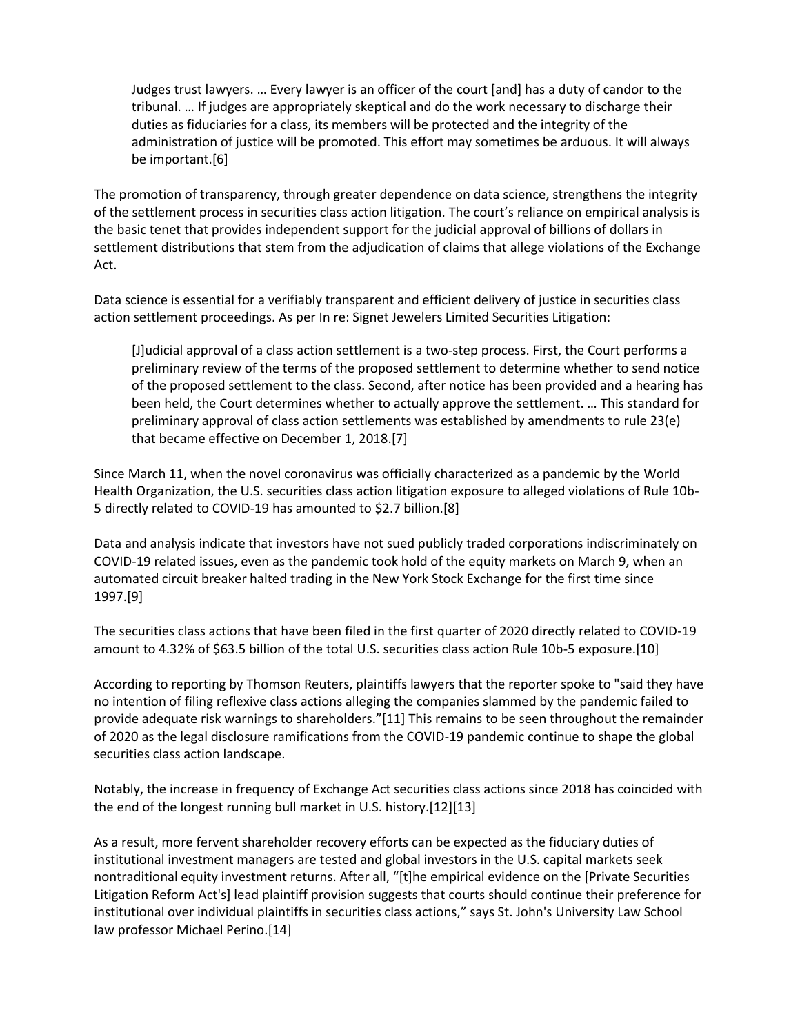> Judges trust lawyers. … Every lawyer is an officer of the court [and] has a duty of candor to the tribunal. … If judges are appropriately skeptical and do the work necessary to discharge their duties as fiduciaries for a class, its members will be protected and the integrity of the administration of justice will be promoted. This effort may sometimes be arduous. It will always be important.[6]

The promotion of transparency, through greater dependence on data science, strengthens the integrity of the settlement process in securities class action litigation. The court's reliance on empirical analysis is the basic tenet that provides independent support for the judicial approval of billions of dollars in settlement distributions that stem from the adjudication of claims that allege violations of the Exchange Act.

Data science is essential for a verifiably transparent and efficient delivery of justice in securities class action settlement proceedings. As per In re: Signet Jewelers Limited Securities Litigation:

> [J]udicial approval of a class action settlement is a two-step process. First, the Court performs a preliminary review of the terms of the proposed settlement to determine whether to send notice of the proposed settlement to the class. Second, after notice has been provided and a hearing has been held, the Court determines whether to actually approve the settlement. … This standard for preliminary approval of class action settlements was established by amendments to rule 23(e) that became effective on December 1, 2018.[7]

Since March 11, when the novel coronavirus was officially characterized as a pandemic by the World Health Organization, the U.S. securities class action litigation exposure to alleged violations of Rule 10b-5 directly related to COVID-19 has amounted to $2.7 billion.[8]

Data and analysis indicate that investors have not sued publicly traded corporations indiscriminately on COVID-19 related issues, even as the pandemic took hold of the equity markets on March 9, when an automated circuit breaker halted trading in the New York Stock Exchange for the first time since 1997.[9]

The securities class actions that have been filed in the first quarter of 2020 directly related to COVID-19 amount to 4.32% of $63.5 billion of the total U.S. securities class action Rule 10b-5 exposure.[10]

According to reporting by Thomson Reuters, plaintiffs lawyers that the reporter spoke to "said they have no intention of filing reflexive class actions alleging the companies slammed by the pandemic failed to provide adequate risk warnings to shareholders."[11] This remains to be seen throughout the remainder of 2020 as the legal disclosure ramifications from the COVID-19 pandemic continue to shape the global securities class action landscape.

Notably, the increase in frequency of Exchange Act securities class actions since 2018 has coincided with the end of the longest running bull market in U.S. history.[12][13]

As a result, more fervent shareholder recovery efforts can be expected as the fiduciary duties of institutional investment managers are tested and global investors in the U.S. capital markets seek nontraditional equity investment returns. After all, "[t]he empirical evidence on the [Private Securities Litigation Reform Act's] lead plaintiff provision suggests that courts should continue their preference for institutional over individual plaintiffs in securities class actions," says St. John's University Law School law professor Michael Perino.[14]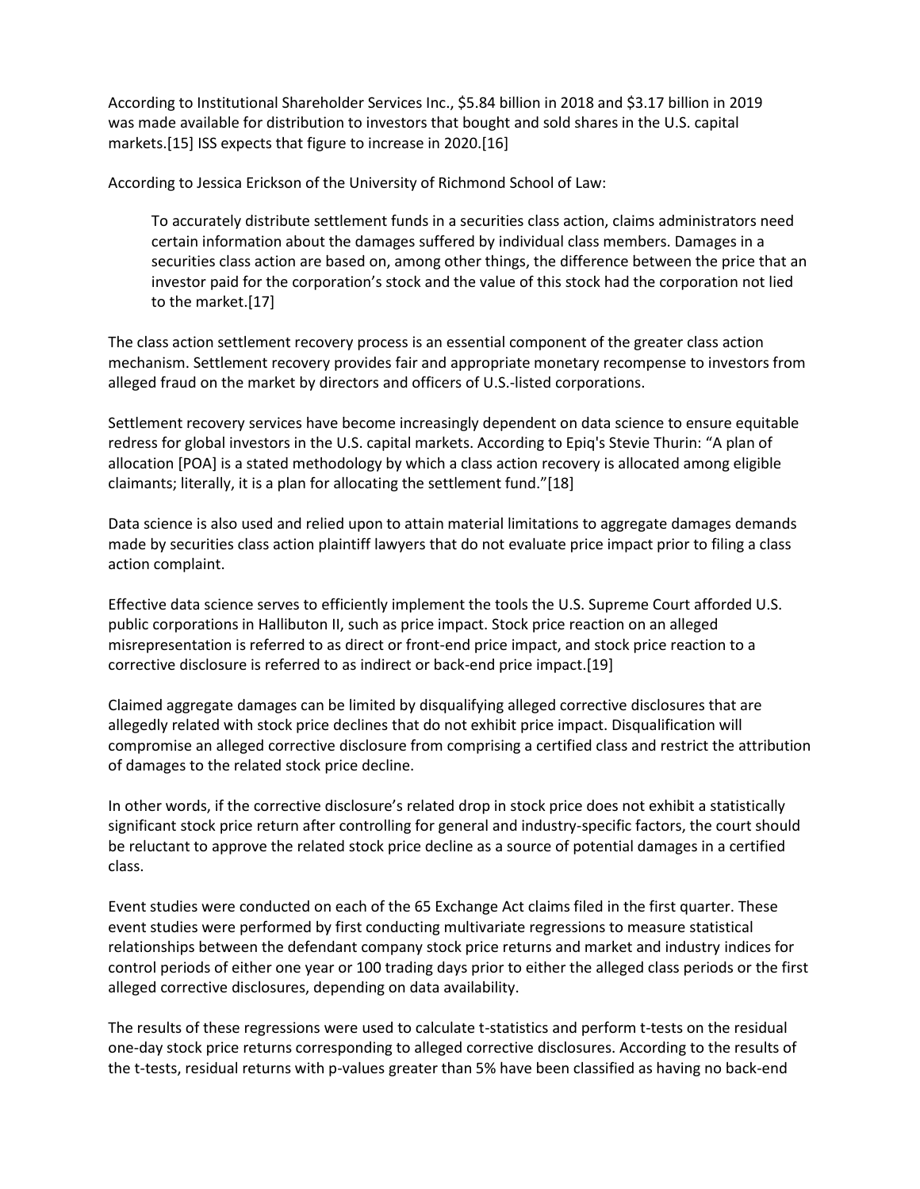According to Institutional Shareholder Services Inc., $5.84 billion in 2018 and $3.17 billion in 2019 was made available for distribution to investors that bought and sold shares in the U.S. capital markets.[15] ISS expects that figure to increase in 2020.[16]

According to Jessica Erickson of the University of Richmond School of Law:

> To accurately distribute settlement funds in a securities class action, claims administrators need certain information about the damages suffered by individual class members. Damages in a securities class action are based on, among other things, the difference between the price that an investor paid for the corporation's stock and the value of this stock had the corporation not lied to the market.[17]

The class action settlement recovery process is an essential component of the greater class action mechanism. Settlement recovery provides fair and appropriate monetary recompense to investors from alleged fraud on the market by directors and officers of U.S.-listed corporations.

Settlement recovery services have become increasingly dependent on data science to ensure equitable redress for global investors in the U.S. capital markets. According to Epiq's Stevie Thurin: "A plan of allocation [POA] is a stated methodology by which a class action recovery is allocated among eligible claimants; literally, it is a plan for allocating the settlement fund."[18]

Data science is also used and relied upon to attain material limitations to aggregate damages demands made by securities class action plaintiff lawyers that do not evaluate price impact prior to filing a class action complaint.

Effective data science serves to efficiently implement the tools the U.S. Supreme Court afforded U.S. public corporations in Halliburton II, such as price impact. Stock price reaction on an alleged misrepresentation is referred to as direct or front-end price impact, and stock price reaction to a corrective disclosure is referred to as indirect or back-end price impact.[19]

Claimed aggregate damages can be limited by disqualifying alleged corrective disclosures that are allegedly related with stock price declines that do not exhibit price impact. Disqualification will compromise an alleged corrective disclosure from comprising a certified class and restrict the attribution of damages to the related stock price decline.

In other words, if the corrective disclosure's related drop in stock price does not exhibit a statistically significant stock price return after controlling for general and industry-specific factors, the court should be reluctant to approve the related stock price decline as a source of potential damages in a certified class.

Event studies were conducted on each of the 65 Exchange Act claims filed in the first quarter. These event studies were performed by first conducting multivariate regressions to measure statistical relationships between the defendant company stock price returns and market and industry indices for control periods of either one year or 100 trading days prior to either the alleged class periods or the first alleged corrective disclosures, depending on data availability.

The results of these regressions were used to calculate t-statistics and perform t-tests on the residual one-day stock price returns corresponding to alleged corrective disclosures. According to the results of the t-tests, residual returns with p-values greater than 5% have been classified as having no back-end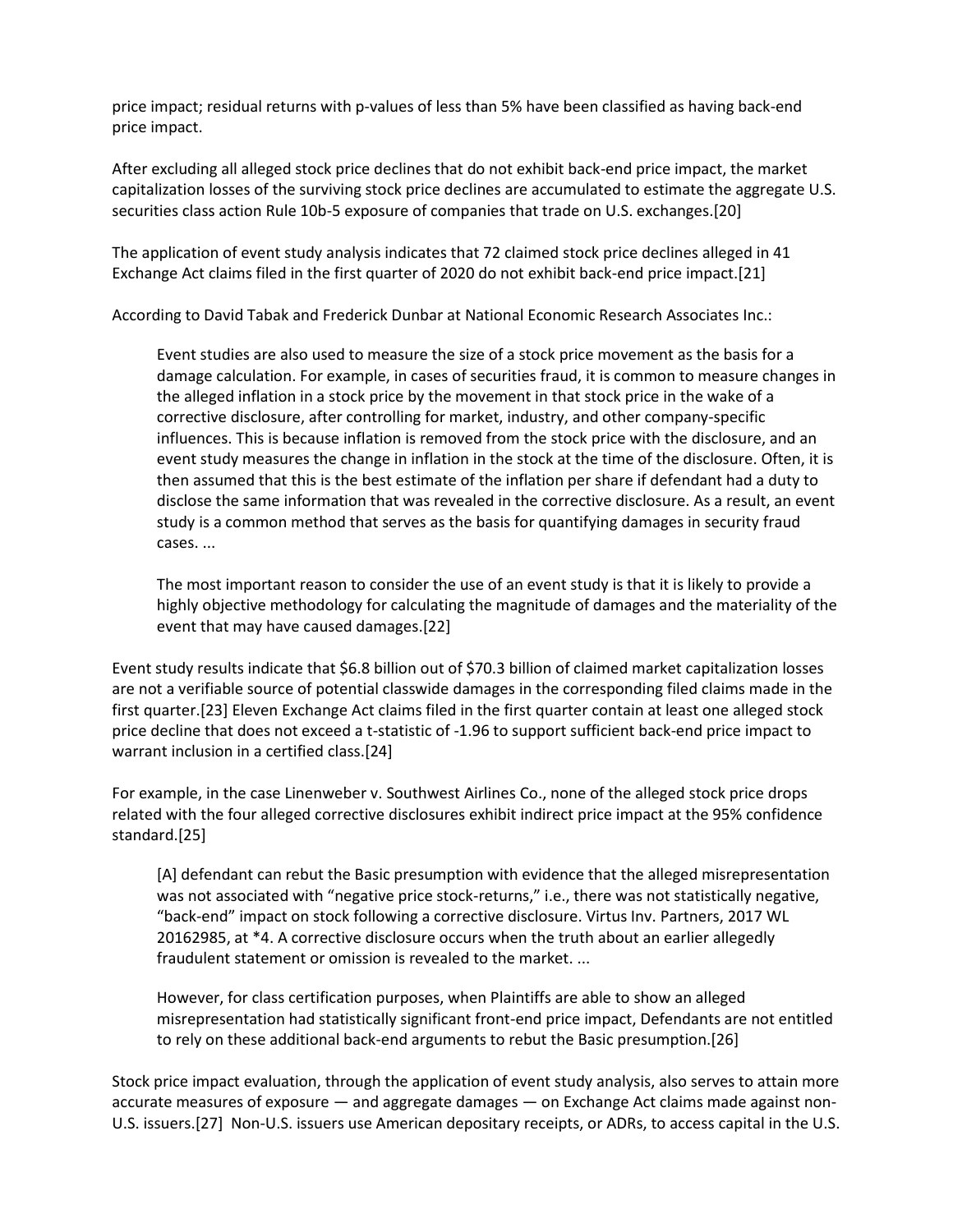price impact; residual returns with p-values of less than 5% have been classified as having back-end price impact.

After excluding all alleged stock price declines that do not exhibit back-end price impact, the market capitalization losses of the surviving stock price declines are accumulated to estimate the aggregate U.S. securities class action Rule 10b-5 exposure of companies that trade on U.S. exchanges.[20]

The application of event study analysis indicates that 72 claimed stock price declines alleged in 41 Exchange Act claims filed in the first quarter of 2020 do not exhibit back-end price impact.[21]

According to David Tabak and Frederick Dunbar at National Economic Research Associates Inc.:

> Event studies are also used to measure the size of a stock price movement as the basis for a damage calculation. For example, in cases of securities fraud, it is common to measure changes in the alleged inflation in a stock price by the movement in that stock price in the wake of a corrective disclosure, after controlling for market, industry, and other company-specific influences. This is because inflation is removed from the stock price with the disclosure, and an event study measures the change in inflation in the stock at the time of the disclosure. Often, it is then assumed that this is the best estimate of the inflation per share if defendant had a duty to disclose the same information that was revealed in the corrective disclosure. As a result, an event study is a common method that serves as the basis for quantifying damages in security fraud cases. ...
>
> The most important reason to consider the use of an event study is that it is likely to provide a highly objective methodology for calculating the magnitude of damages and the materiality of the event that may have caused damages.[22]

Event study results indicate that $6.8 billion out of $70.3 billion of claimed market capitalization losses are not a verifiable source of potential classwide damages in the corresponding filed claims made in the first quarter.[23] Eleven Exchange Act claims filed in the first quarter contain at least one alleged stock price decline that does not exceed a t-statistic of -1.96 to support sufficient back-end price impact to warrant inclusion in a certified class.[24]

For example, in the case Linenweber v. Southwest Airlines Co., none of the alleged stock price drops related with the four alleged corrective disclosures exhibit indirect price impact at the 95% confidence standard.[25]

> [A] defendant can rebut the Basic presumption with evidence that the alleged misrepresentation was not associated with "negative price stock-returns," i.e., there was not statistically negative, "back-end" impact on stock following a corrective disclosure. Virtus Inv. Partners, 2017 WL 20162985, at *4. A corrective disclosure occurs when the truth about an earlier allegedly fraudulent statement or omission is revealed to the market. ...
>
> However, for class certification purposes, when Plaintiffs are able to show an alleged misrepresentation had statistically significant front-end price impact, Defendants are not entitled to rely on these additional back-end arguments to rebut the Basic presumption.[26]

Stock price impact evaluation, through the application of event study analysis, also serves to attain more accurate measures of exposure — and aggregate damages — on Exchange Act claims made against non-U.S. issuers.[27] Non-U.S. issuers use American depositary receipts, or ADRs, to access capital in the U.S.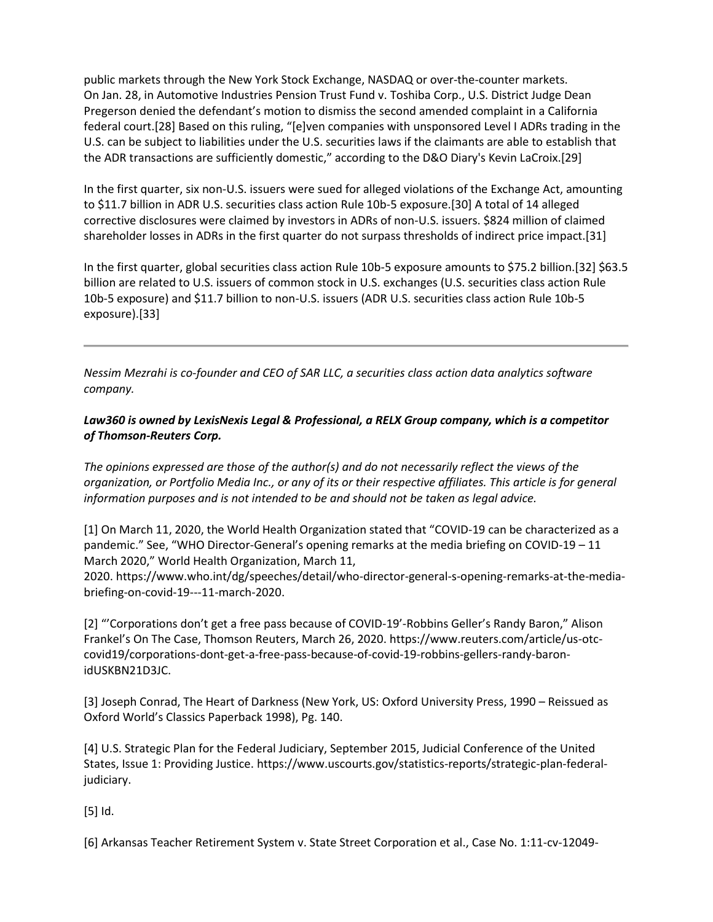public markets through the New York Stock Exchange, NASDAQ or over-the-counter markets. On Jan. 28, in Automotive Industries Pension Trust Fund v. Toshiba Corp., U.S. District Judge Dean Pregerson denied the defendant's motion to dismiss the second amended complaint in a California federal court.[28] Based on this ruling, "[e]ven companies with unsponsored Level I ADRs trading in the U.S. can be subject to liabilities under the U.S. securities laws if the claimants are able to establish that the ADR transactions are sufficiently domestic," according to the D&O Diary's Kevin LaCroix.[29]

In the first quarter, six non-U.S. issuers were sued for alleged violations of the Exchange Act, amounting to $11.7 billion in ADR U.S. securities class action Rule 10b-5 exposure.[30] A total of 14 alleged corrective disclosures were claimed by investors in ADRs of non-U.S. issuers. $824 million of claimed shareholder losses in ADRs in the first quarter do not surpass thresholds of indirect price impact.[31]

In the first quarter, global securities class action Rule 10b-5 exposure amounts to $75.2 billion.[32] $63.5 billion are related to U.S. issuers of common stock in U.S. exchanges (U.S. securities class action Rule 10b-5 exposure) and $11.7 billion to non-U.S. issuers (ADR U.S. securities class action Rule 10b-5 exposure).[33]

---

*Nessim Mezrahi is co-founder and CEO of SAR LLC, a securities class action data analytics software company.*

***Law360 is owned by LexisNexis Legal & Professional, a RELX Group company, which is a competitor of Thomson-Reuters Corp.***

*The opinions expressed are those of the author(s) and do not necessarily reflect the views of the organization, or Portfolio Media Inc., or any of its or their respective affiliates. This article is for general information purposes and is not intended to be and should not be taken as legal advice.*

[1] On March 11, 2020, the World Health Organization stated that "COVID-19 can be characterized as a pandemic." See, "WHO Director-General's opening remarks at the media briefing on COVID-19 – 11 March 2020," World Health Organization, March 11, 2020. https://www.who.int/dg/speeches/detail/who-director-general-s-opening-remarks-at-the-media-briefing-on-covid-19---11-march-2020.

[2] "'Corporations don't get a free pass because of COVID-19'-Robbins Geller's Randy Baron," Alison Frankel's On The Case, Thomson Reuters, March 26, 2020. https://www.reuters.com/article/us-otc-covid19/corporations-dont-get-a-free-pass-because-of-covid-19-robbins-gellers-randy-baron-idUSKBN21D3JC.

[3] Joseph Conrad, The Heart of Darkness (New York, US: Oxford University Press, 1990 – Reissued as Oxford World's Classics Paperback 1998), Pg. 140.

[4] U.S. Strategic Plan for the Federal Judiciary, September 2015, Judicial Conference of the United States, Issue 1: Providing Justice. https://www.uscourts.gov/statistics-reports/strategic-plan-federal-judiciary.

[5] Id.

[6] Arkansas Teacher Retirement System v. State Street Corporation et al., Case No. 1:11-cv-12049-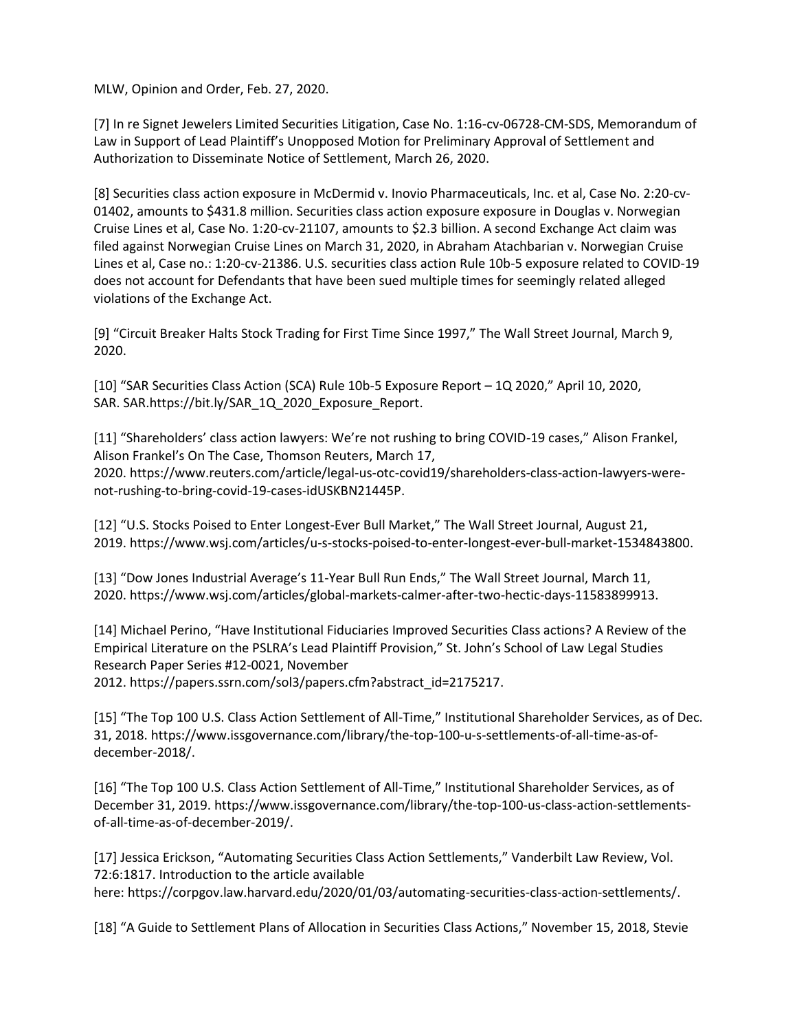MLW, Opinion and Order, Feb. 27, 2020.

[7] In re Signet Jewelers Limited Securities Litigation, Case No. 1:16-cv-06728-CM-SDS, Memorandum of Law in Support of Lead Plaintiff's Unopposed Motion for Preliminary Approval of Settlement and Authorization to Disseminate Notice of Settlement, March 26, 2020.

[8] Securities class action exposure in McDermid v. Inovio Pharmaceuticals, Inc. et al, Case No. 2:20-cv-01402, amounts to $431.8 million. Securities class action exposure exposure in Douglas v. Norwegian Cruise Lines et al, Case No. 1:20-cv-21107, amounts to $2.3 billion. A second Exchange Act claim was filed against Norwegian Cruise Lines on March 31, 2020, in Abraham Atachbarian v. Norwegian Cruise Lines et al, Case no.: 1:20-cv-21386. U.S. securities class action Rule 10b-5 exposure related to COVID-19 does not account for Defendants that have been sued multiple times for seemingly related alleged violations of the Exchange Act.

[9] "Circuit Breaker Halts Stock Trading for First Time Since 1997," The Wall Street Journal, March 9, 2020.

[10] "SAR Securities Class Action (SCA) Rule 10b-5 Exposure Report – 1Q 2020," April 10, 2020, SAR. SAR.https://bit.ly/SAR_1Q_2020_Exposure_Report.

[11] "Shareholders' class action lawyers: We're not rushing to bring COVID-19 cases," Alison Frankel, Alison Frankel's On The Case, Thomson Reuters, March 17, 2020. https://www.reuters.com/article/legal-us-otc-covid19/shareholders-class-action-lawyers-were-not-rushing-to-bring-covid-19-cases-idUSKBN21445P.

[12] "U.S. Stocks Poised to Enter Longest-Ever Bull Market," The Wall Street Journal, August 21, 2019. https://www.wsj.com/articles/u-s-stocks-poised-to-enter-longest-ever-bull-market-1534843800.

[13] "Dow Jones Industrial Average's 11-Year Bull Run Ends," The Wall Street Journal, March 11, 2020. https://www.wsj.com/articles/global-markets-calmer-after-two-hectic-days-11583899913.

[14] Michael Perino, "Have Institutional Fiduciaries Improved Securities Class actions? A Review of the Empirical Literature on the PSLRA's Lead Plaintiff Provision," St. John's School of Law Legal Studies Research Paper Series #12-0021, November 2012. https://papers.ssrn.com/sol3/papers.cfm?abstract_id=2175217.

[15] "The Top 100 U.S. Class Action Settlement of All-Time," Institutional Shareholder Services, as of Dec. 31, 2018. https://www.issgovernance.com/library/the-top-100-u-s-settlements-of-all-time-as-of-december-2018/.

[16] "The Top 100 U.S. Class Action Settlement of All-Time," Institutional Shareholder Services, as of December 31, 2019. https://www.issgovernance.com/library/the-top-100-us-class-action-settlements-of-all-time-as-of-december-2019/.

[17] Jessica Erickson, "Automating Securities Class Action Settlements," Vanderbilt Law Review, Vol. 72:6:1817. Introduction to the article available here: https://corpgov.law.harvard.edu/2020/01/03/automating-securities-class-action-settlements/.

[18] "A Guide to Settlement Plans of Allocation in Securities Class Actions," November 15, 2018, Stevie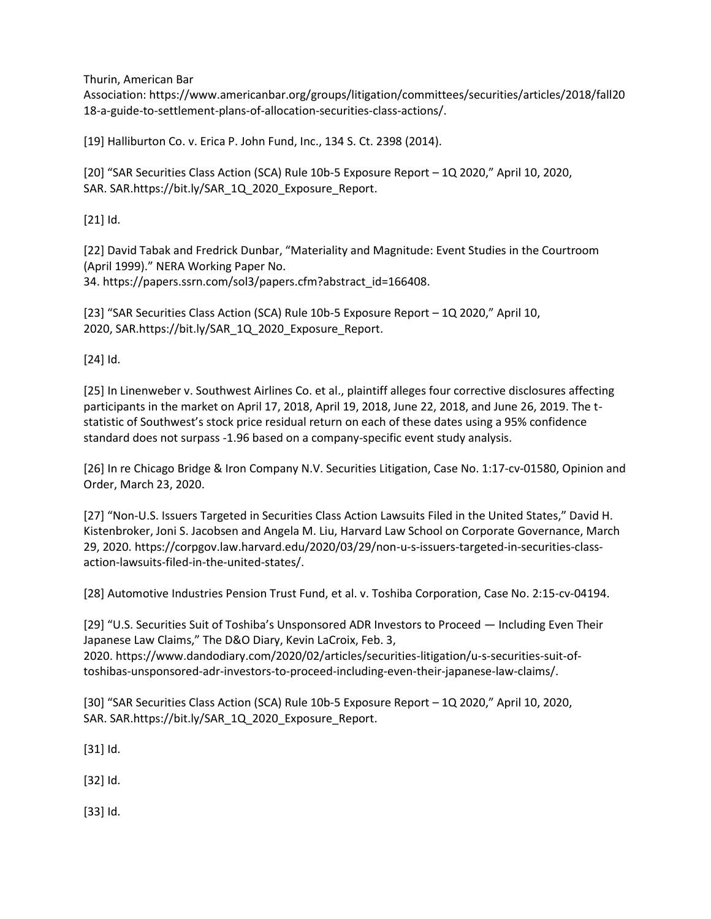Thurin, American Bar Association: https://www.americanbar.org/groups/litigation/committees/securities/articles/2018/fall2018-a-guide-to-settlement-plans-of-allocation-securities-class-actions/.

[19] Halliburton Co. v. Erica P. John Fund, Inc., 134 S. Ct. 2398 (2014).

[20] "SAR Securities Class Action (SCA) Rule 10b-5 Exposure Report – 1Q 2020," April 10, 2020, SAR. SAR.https://bit.ly/SAR_1Q_2020_Exposure_Report.

[21] Id.

[22] David Tabak and Fredrick Dunbar, "Materiality and Magnitude: Event Studies in the Courtroom (April 1999)." NERA Working Paper No. 34. https://papers.ssrn.com/sol3/papers.cfm?abstract_id=166408.

[23] "SAR Securities Class Action (SCA) Rule 10b-5 Exposure Report – 1Q 2020," April 10, 2020, SAR.https://bit.ly/SAR_1Q_2020_Exposure_Report.

[24] Id.

[25] In Linenweber v. Southwest Airlines Co. et al., plaintiff alleges four corrective disclosures affecting participants in the market on April 17, 2018, April 19, 2018, June 22, 2018, and June 26, 2019. The t-statistic of Southwest's stock price residual return on each of these dates using a 95% confidence standard does not surpass -1.96 based on a company-specific event study analysis.

[26] In re Chicago Bridge & Iron Company N.V. Securities Litigation, Case No. 1:17-cv-01580, Opinion and Order, March 23, 2020.

[27] "Non-U.S. Issuers Targeted in Securities Class Action Lawsuits Filed in the United States," David H. Kistenbroker, Joni S. Jacobsen and Angela M. Liu, Harvard Law School on Corporate Governance, March 29, 2020. https://corpgov.law.harvard.edu/2020/03/29/non-u-s-issuers-targeted-in-securities-class-action-lawsuits-filed-in-the-united-states/.

[28] Automotive Industries Pension Trust Fund, et al. v. Toshiba Corporation, Case No. 2:15-cv-04194.

[29] "U.S. Securities Suit of Toshiba's Unsponsored ADR Investors to Proceed — Including Even Their Japanese Law Claims," The D&O Diary, Kevin LaCroix, Feb. 3, 2020. https://www.dandodiary.com/2020/02/articles/securities-litigation/u-s-securities-suit-of-toshibas-unsponsored-adr-investors-to-proceed-including-even-their-japanese-law-claims/.

[30] "SAR Securities Class Action (SCA) Rule 10b-5 Exposure Report – 1Q 2020," April 10, 2020, SAR. SAR.https://bit.ly/SAR_1Q_2020_Exposure_Report.

[31] Id.

[32] Id.

[33] Id.